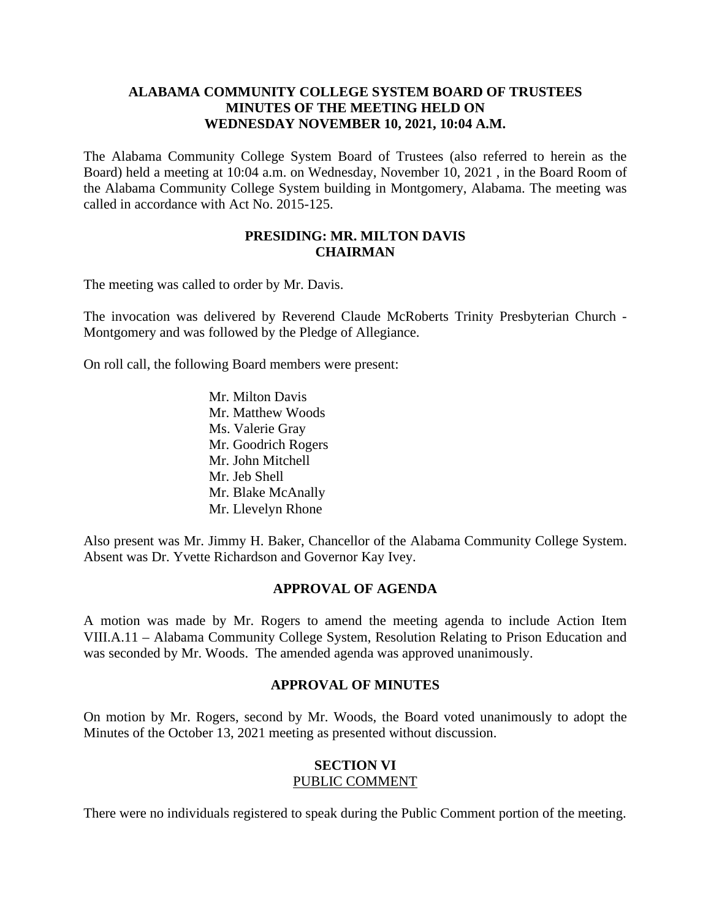**ALABAMA COMMUNITY COLLEGE SYSTEM BOARD OF TRUSTEES**
**MINUTES OF THE MEETING HELD ON**
**WEDNESDAY NOVEMBER 10, 2021, 10:04 A.M.**

The Alabama Community College System Board of Trustees (also referred to herein as the Board) held a meeting at 10:04 a.m. on Wednesday, November 10, 2021 , in the Board Room of the Alabama Community College System building in Montgomery, Alabama. The meeting was called in accordance with Act No. 2015-125.

**PRESIDING: MR. MILTON DAVIS**
**CHAIRMAN**

The meeting was called to order by Mr. Davis.

The invocation was delivered by Reverend Claude McRoberts Trinity Presbyterian Church - Montgomery and was followed by the Pledge of Allegiance.

On roll call, the following Board members were present:

Mr. Milton Davis
Mr. Matthew Woods
Ms. Valerie Gray
Mr. Goodrich Rogers
Mr. John Mitchell
Mr. Jeb Shell
Mr. Blake McAnally
Mr. Llevelyn Rhone

Also present was Mr. Jimmy H. Baker, Chancellor of the Alabama Community College System. Absent was Dr. Yvette Richardson and Governor Kay Ivey.

**APPROVAL OF AGENDA**

A motion was made by Mr. Rogers to amend the meeting agenda to include Action Item VIII.A.11 – Alabama Community College System, Resolution Relating to Prison Education and was seconded by Mr. Woods. The amended agenda was approved unanimously.

**APPROVAL OF MINUTES**

On motion by Mr. Rogers, second by Mr. Woods, the Board voted unanimously to adopt the Minutes of the October 13, 2021 meeting as presented without discussion.

**SECTION VI**
PUBLIC COMMENT

There were no individuals registered to speak during the Public Comment portion of the meeting.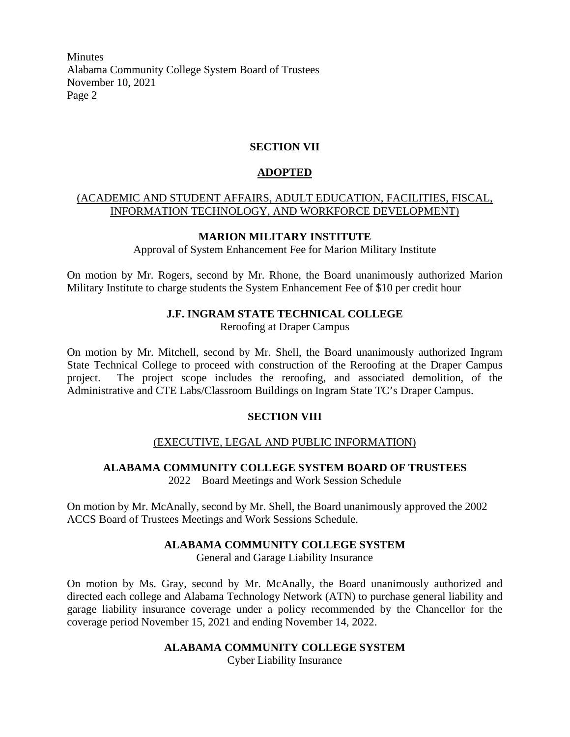## SECTION VII

## ADOPTED

(ACADEMIC AND STUDENT AFFAIRS, ADULT EDUCATION, FACILITIES, FISCAL, INFORMATION TECHNOLOGY, AND WORKFORCE DEVELOPMENT)

### MARION MILITARY INSTITUTE

Approval of System Enhancement Fee for Marion Military Institute

On motion by Mr. Rogers, second by Mr. Rhone, the Board unanimously authorized Marion Military Institute to charge students the System Enhancement Fee of $10 per credit hour

### J.F. INGRAM STATE TECHNICAL COLLEGE

Reroofing at Draper Campus

On motion by Mr. Mitchell, second by Mr. Shell, the Board unanimously authorized Ingram State Technical College to proceed with construction of the Reroofing at the Draper Campus project. The project scope includes the reroofing, and associated demolition, of the Administrative and CTE Labs/Classroom Buildings on Ingram State TC's Draper Campus.

## SECTION VIII

(EXECUTIVE, LEGAL AND PUBLIC INFORMATION)

### ALABAMA COMMUNITY COLLEGE SYSTEM BOARD OF TRUSTEES

2022 Board Meetings and Work Session Schedule

On motion by Mr. McAnally, second by Mr. Shell, the Board unanimously approved the 2002 ACCS Board of Trustees Meetings and Work Sessions Schedule.

### ALABAMA COMMUNITY COLLEGE SYSTEM

General and Garage Liability Insurance

On motion by Ms. Gray, second by Mr. McAnally, the Board unanimously authorized and directed each college and Alabama Technology Network (ATN) to purchase general liability and garage liability insurance coverage under a policy recommended by the Chancellor for the coverage period November 15, 2021 and ending November 14, 2022.

### ALABAMA COMMUNITY COLLEGE SYSTEM

Cyber Liability Insurance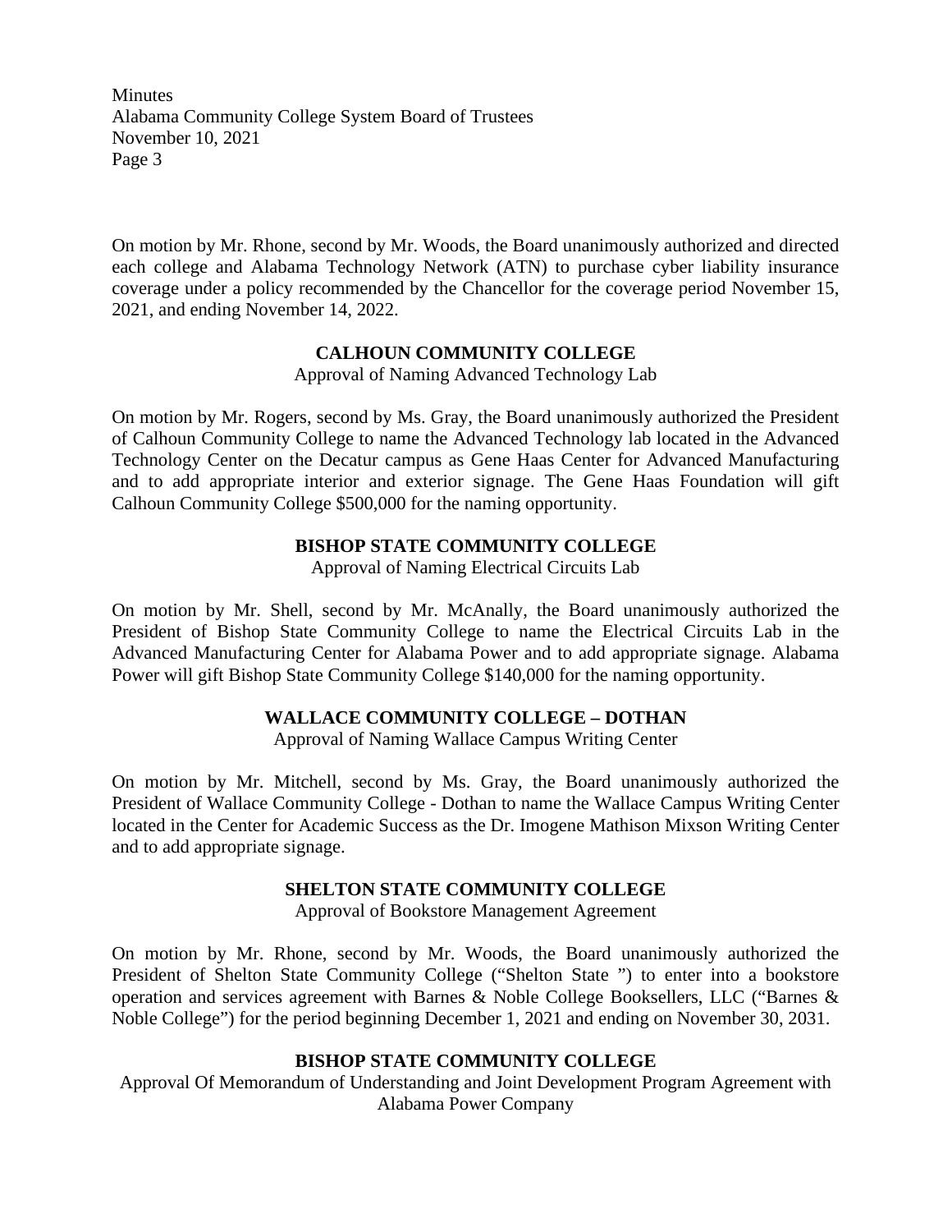On motion by Mr. Rhone, second by Mr. Woods, the Board unanimously authorized and directed each college and Alabama Technology Network (ATN) to purchase cyber liability insurance coverage under a policy recommended by the Chancellor for the coverage period November 15, 2021, and ending November 14, 2022.

## CALHOUN COMMUNITY COLLEGE

Approval of Naming Advanced Technology Lab

On motion by Mr. Rogers, second by Ms. Gray, the Board unanimously authorized the President of Calhoun Community College to name the Advanced Technology lab located in the Advanced Technology Center on the Decatur campus as Gene Haas Center for Advanced Manufacturing and to add appropriate interior and exterior signage. The Gene Haas Foundation will gift Calhoun Community College $500,000 for the naming opportunity.

## BISHOP STATE COMMUNITY COLLEGE

Approval of Naming Electrical Circuits Lab

On motion by Mr. Shell, second by Mr. McAnally, the Board unanimously authorized the President of Bishop State Community College to name the Electrical Circuits Lab in the Advanced Manufacturing Center for Alabama Power and to add appropriate signage. Alabama Power will gift Bishop State Community College $140,000 for the naming opportunity.

## WALLACE COMMUNITY COLLEGE – DOTHAN

Approval of Naming Wallace Campus Writing Center

On motion by Mr. Mitchell, second by Ms. Gray, the Board unanimously authorized the President of Wallace Community College - Dothan to name the Wallace Campus Writing Center located in the Center for Academic Success as the Dr. Imogene Mathison Mixson Writing Center and to add appropriate signage.

## SHELTON STATE COMMUNITY COLLEGE

Approval of Bookstore Management Agreement

On motion by Mr. Rhone, second by Mr. Woods, the Board unanimously authorized the President of Shelton State Community College ("Shelton State ") to enter into a bookstore operation and services agreement with Barnes & Noble College Booksellers, LLC ("Barnes & Noble College") for the period beginning December 1, 2021 and ending on November 30, 2031.

## BISHOP STATE COMMUNITY COLLEGE

Approval Of Memorandum of Understanding and Joint Development Program Agreement with Alabama Power Company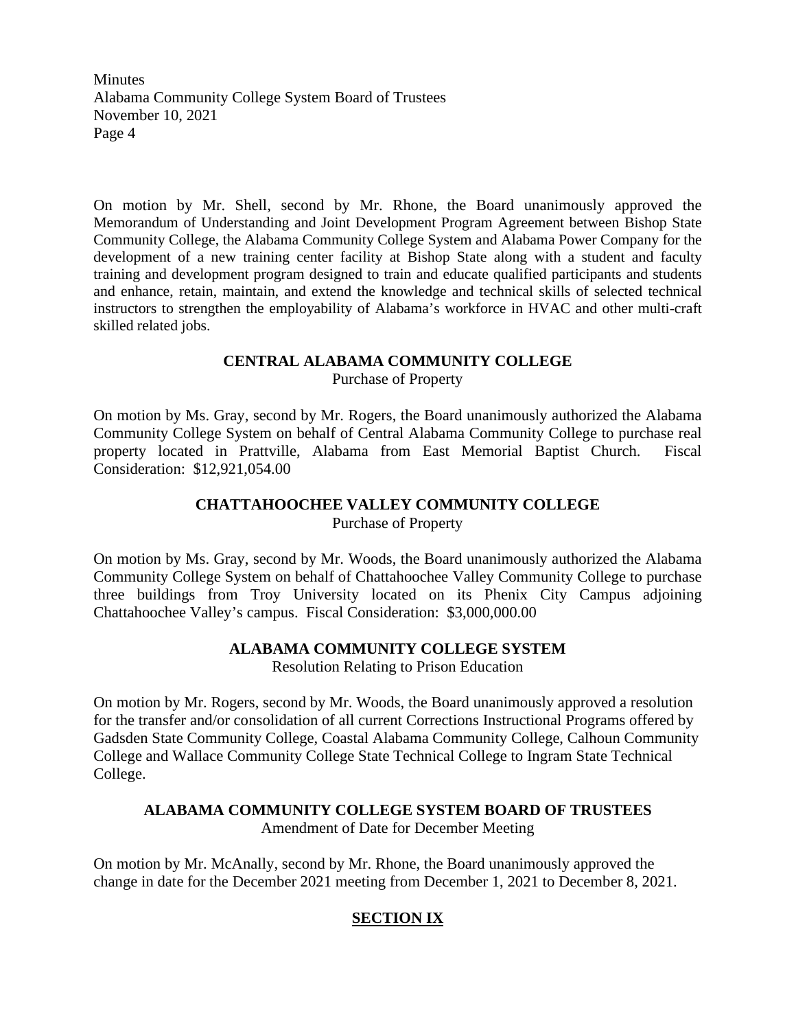On motion by Mr. Shell, second by Mr. Rhone, the Board unanimously approved the Memorandum of Understanding and Joint Development Program Agreement between Bishop State Community College, the Alabama Community College System and Alabama Power Company for the development of a new training center facility at Bishop State along with a student and faculty training and development program designed to train and educate qualified participants and students and enhance, retain, maintain, and extend the knowledge and technical skills of selected technical instructors to strengthen the employability of Alabama's workforce in HVAC and other multi-craft skilled related jobs.

**CENTRAL ALABAMA COMMUNITY COLLEGE**
Purchase of Property

On motion by Ms. Gray, second by Mr. Rogers, the Board unanimously authorized the Alabama Community College System on behalf of Central Alabama Community College to purchase real property located in Prattville, Alabama from East Memorial Baptist Church. Fiscal Consideration: $12,921,054.00

**CHATTAHOOCHEE VALLEY COMMUNITY COLLEGE**
Purchase of Property

On motion by Ms. Gray, second by Mr. Woods, the Board unanimously authorized the Alabama Community College System on behalf of Chattahoochee Valley Community College to purchase three buildings from Troy University located on its Phenix City Campus adjoining Chattahoochee Valley's campus. Fiscal Consideration: $3,000,000.00

**ALABAMA COMMUNITY COLLEGE SYSTEM**
Resolution Relating to Prison Education

On motion by Mr. Rogers, second by Mr. Woods, the Board unanimously approved a resolution for the transfer and/or consolidation of all current Corrections Instructional Programs offered by Gadsden State Community College, Coastal Alabama Community College, Calhoun Community College and Wallace Community College State Technical College to Ingram State Technical College.

**ALABAMA COMMUNITY COLLEGE SYSTEM BOARD OF TRUSTEES**
Amendment of Date for December Meeting

On motion by Mr. McAnally, second by Mr. Rhone, the Board unanimously approved the change in date for the December 2021 meeting from December 1, 2021 to December 8, 2021.

## SECTION IX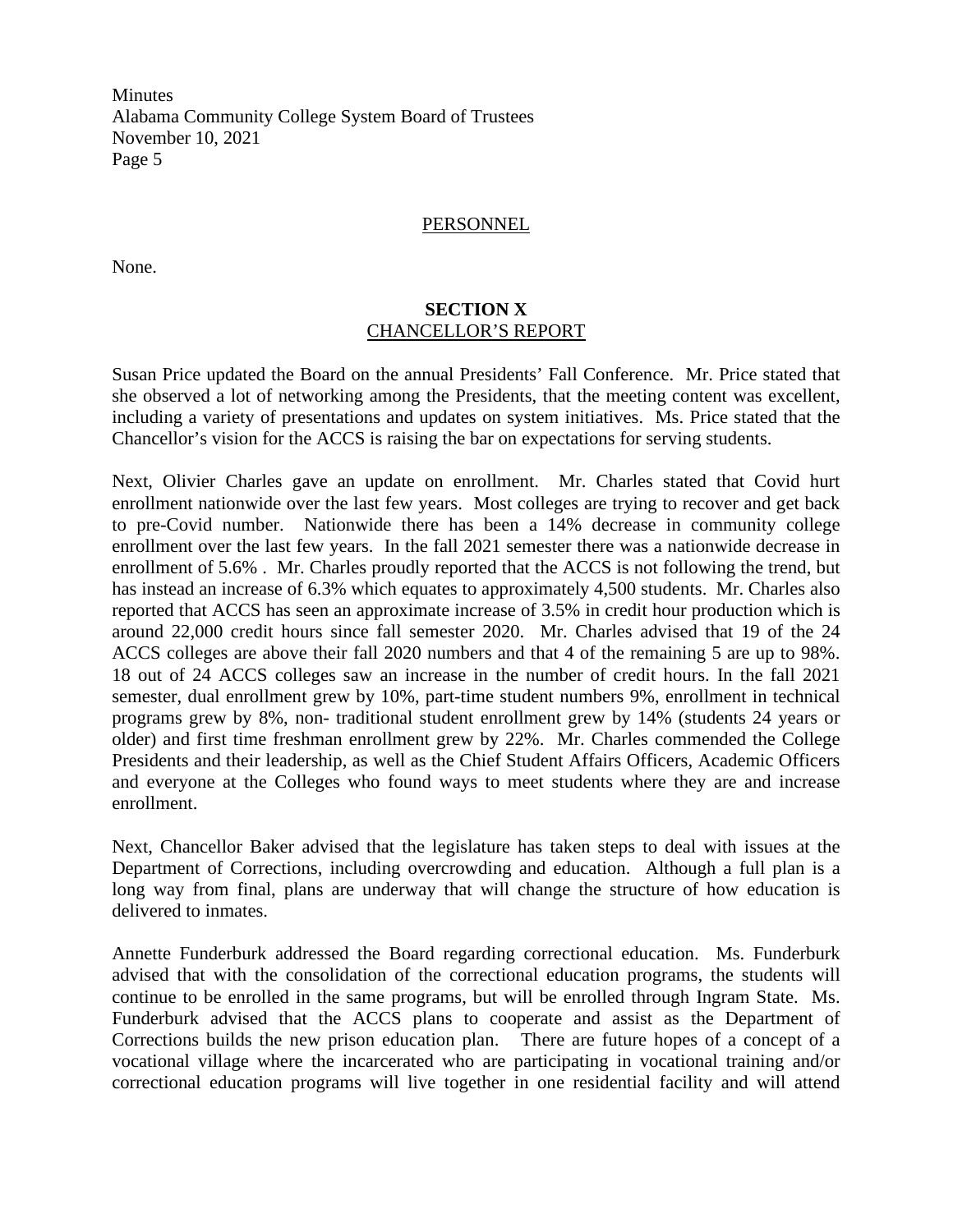## PERSONNEL

None.

## SECTION X
## CHANCELLOR'S REPORT

Susan Price updated the Board on the annual Presidents' Fall Conference. Mr. Price stated that she observed a lot of networking among the Presidents, that the meeting content was excellent, including a variety of presentations and updates on system initiatives. Ms. Price stated that the Chancellor's vision for the ACCS is raising the bar on expectations for serving students.

Next, Olivier Charles gave an update on enrollment. Mr. Charles stated that Covid hurt enrollment nationwide over the last few years. Most colleges are trying to recover and get back to pre-Covid number. Nationwide there has been a 14% decrease in community college enrollment over the last few years. In the fall 2021 semester there was a nationwide decrease in enrollment of 5.6% . Mr. Charles proudly reported that the ACCS is not following the trend, but has instead an increase of 6.3% which equates to approximately 4,500 students. Mr. Charles also reported that ACCS has seen an approximate increase of 3.5% in credit hour production which is around 22,000 credit hours since fall semester 2020. Mr. Charles advised that 19 of the 24 ACCS colleges are above their fall 2020 numbers and that 4 of the remaining 5 are up to 98%. 18 out of 24 ACCS colleges saw an increase in the number of credit hours. In the fall 2021 semester, dual enrollment grew by 10%, part-time student numbers 9%, enrollment in technical programs grew by 8%, non- traditional student enrollment grew by 14% (students 24 years or older) and first time freshman enrollment grew by 22%. Mr. Charles commended the College Presidents and their leadership, as well as the Chief Student Affairs Officers, Academic Officers and everyone at the Colleges who found ways to meet students where they are and increase enrollment.

Next, Chancellor Baker advised that the legislature has taken steps to deal with issues at the Department of Corrections, including overcrowding and education. Although a full plan is a long way from final, plans are underway that will change the structure of how education is delivered to inmates.

Annette Funderburk addressed the Board regarding correctional education. Ms. Funderburk advised that with the consolidation of the correctional education programs, the students will continue to be enrolled in the same programs, but will be enrolled through Ingram State. Ms. Funderburk advised that the ACCS plans to cooperate and assist as the Department of Corrections builds the new prison education plan. There are future hopes of a concept of a vocational village where the incarcerated who are participating in vocational training and/or correctional education programs will live together in one residential facility and will attend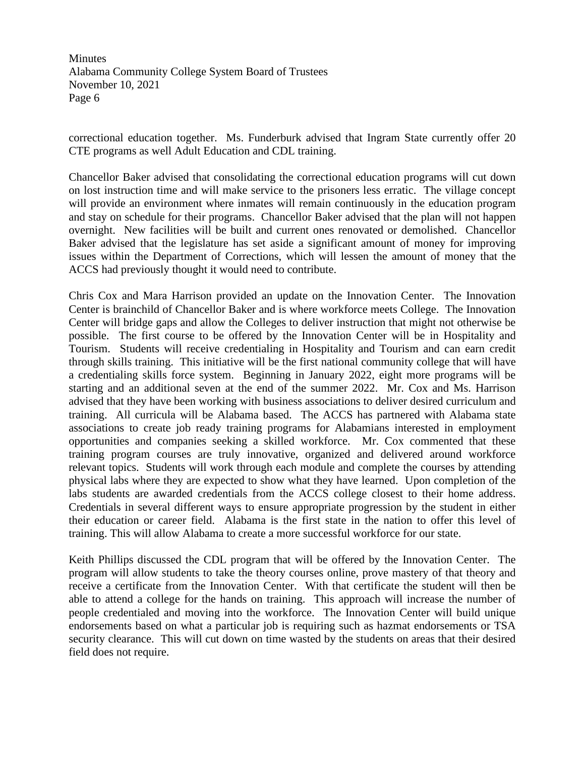correctional education together. Ms. Funderburk advised that Ingram State currently offer 20 CTE programs as well Adult Education and CDL training.

Chancellor Baker advised that consolidating the correctional education programs will cut down on lost instruction time and will make service to the prisoners less erratic. The village concept will provide an environment where inmates will remain continuously in the education program and stay on schedule for their programs. Chancellor Baker advised that the plan will not happen overnight. New facilities will be built and current ones renovated or demolished. Chancellor Baker advised that the legislature has set aside a significant amount of money for improving issues within the Department of Corrections, which will lessen the amount of money that the ACCS had previously thought it would need to contribute.

Chris Cox and Mara Harrison provided an update on the Innovation Center. The Innovation Center is brainchild of Chancellor Baker and is where workforce meets College. The Innovation Center will bridge gaps and allow the Colleges to deliver instruction that might not otherwise be possible. The first course to be offered by the Innovation Center will be in Hospitality and Tourism. Students will receive credentialing in Hospitality and Tourism and can earn credit through skills training. This initiative will be the first national community college that will have a credentialing skills force system. Beginning in January 2022, eight more programs will be starting and an additional seven at the end of the summer 2022. Mr. Cox and Ms. Harrison advised that they have been working with business associations to deliver desired curriculum and training. All curricula will be Alabama based. The ACCS has partnered with Alabama state associations to create job ready training programs for Alabamians interested in employment opportunities and companies seeking a skilled workforce. Mr. Cox commented that these training program courses are truly innovative, organized and delivered around workforce relevant topics. Students will work through each module and complete the courses by attending physical labs where they are expected to show what they have learned. Upon completion of the labs students are awarded credentials from the ACCS college closest to their home address. Credentials in several different ways to ensure appropriate progression by the student in either their education or career field. Alabama is the first state in the nation to offer this level of training. This will allow Alabama to create a more successful workforce for our state.

Keith Phillips discussed the CDL program that will be offered by the Innovation Center. The program will allow students to take the theory courses online, prove mastery of that theory and receive a certificate from the Innovation Center. With that certificate the student will then be able to attend a college for the hands on training. This approach will increase the number of people credentialed and moving into the workforce. The Innovation Center will build unique endorsements based on what a particular job is requiring such as hazmat endorsements or TSA security clearance. This will cut down on time wasted by the students on areas that their desired field does not require.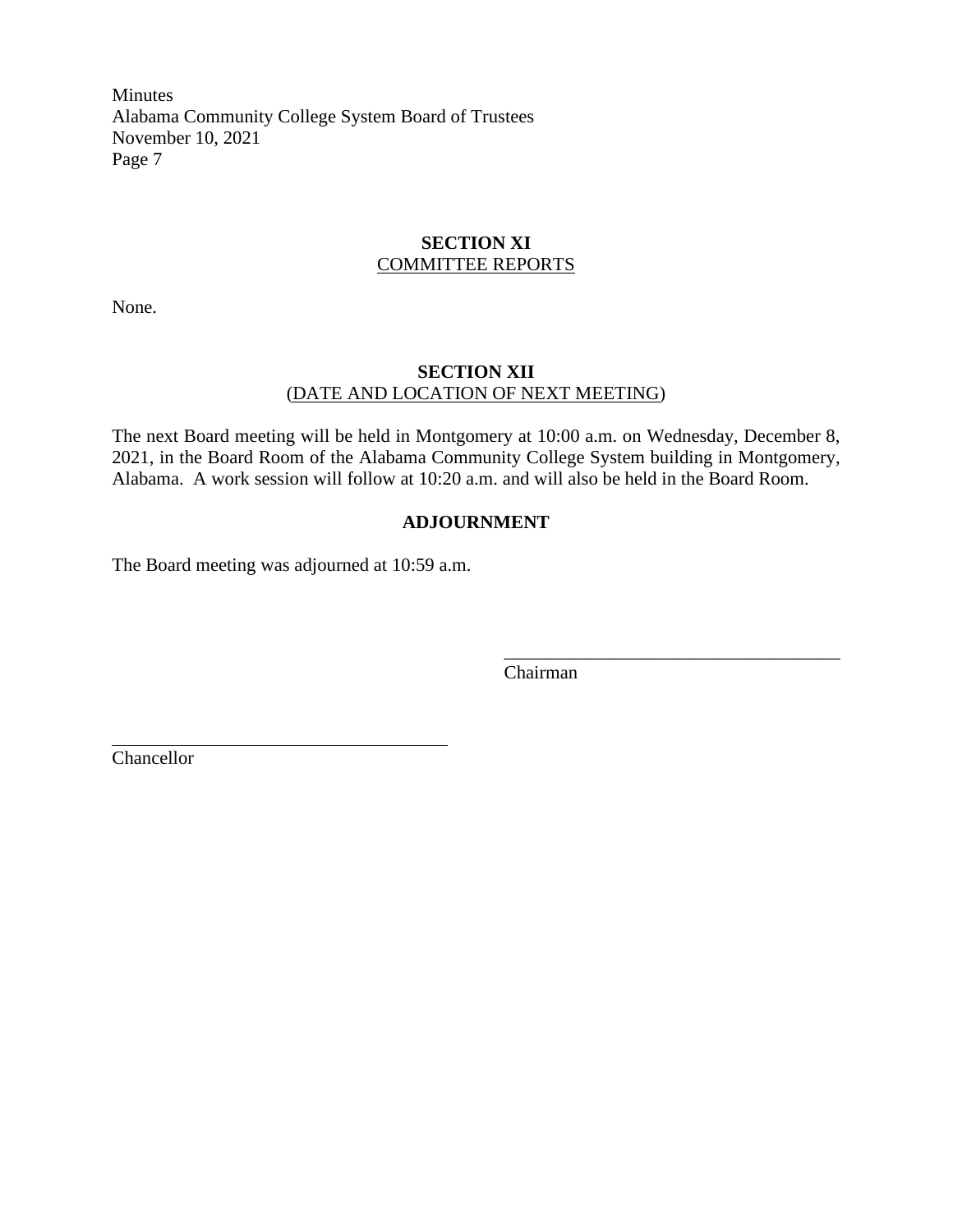## SECTION XI
COMMITTEE REPORTS

None.

## SECTION XII
(DATE AND LOCATION OF NEXT MEETING)

The next Board meeting will be held in Montgomery at 10:00 a.m. on Wednesday, December 8, 2021, in the Board Room of the Alabama Community College System building in Montgomery, Alabama. A work session will follow at 10:20 a.m. and will also be held in the Board Room.

## ADJOURNMENT

The Board meeting was adjourned at 10:59 a.m.

\_\_\_\_\_\_\_\_\_\_\_\_\_\_\_\_\_\_\_\_\_\_\_\_\_\_\_\_\_\_\_\_\_\_\_\_\_\_
Chairman

\_\_\_\_\_\_\_\_\_\_\_\_\_\_\_\_\_\_\_\_\_\_\_\_\_\_\_\_\_\_\_\_\_\_\_\_\_\_
Chancellor